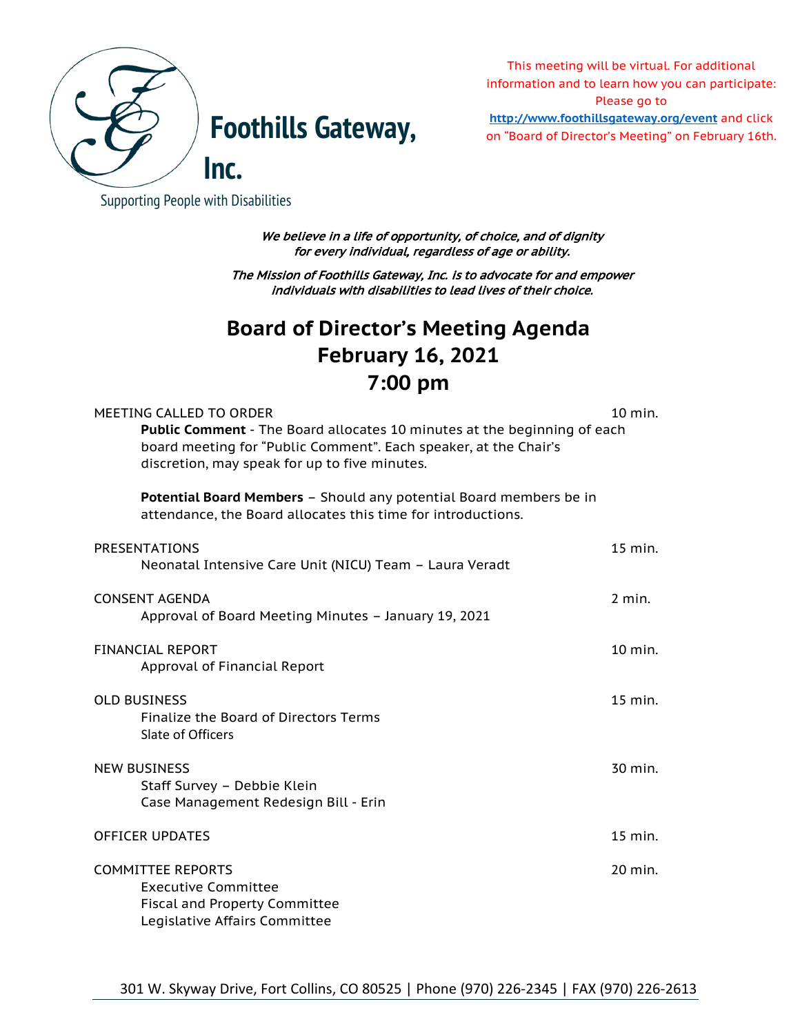# Foothills Gateway, Inc.

Supporting People with Disabilities

This meeting will be virtual. For additional information and to learn how you can participate: Please go to **http://www.foothillsgateway.org/event** and click on "Board of Director's Meeting" on February 16th.

*We believe in a life of opportunity, of choice, and of dignity for every individual, regardless of age or ability.*

*The Mission of Foothills Gateway, Inc. is to advocate for and empower individuals with disabilities to lead lives of their choice.*

## Board of Director's Meeting Agenda
## February 16, 2021
## 7:00 pm

MEETING CALLED TO ORDER — 10 min.

**Public Comment** - The Board allocates 10 minutes at the beginning of each board meeting for "Public Comment". Each speaker, at the Chair's discretion, may speak for up to five minutes.

**Potential Board Members** – Should any potential Board members be in attendance, the Board allocates this time for introductions.

PRESENTATIONS — 15 min.

- Neonatal Intensive Care Unit (NICU) Team – Laura Veradt

CONSENT AGENDA — 2 min.

- Approval of Board Meeting Minutes – January 19, 2021

FINANCIAL REPORT — 10 min.

- Approval of Financial Report

OLD BUSINESS — 15 min.

- Finalize the Board of Directors Terms
- Slate of Officers

NEW BUSINESS — 30 min.

- Staff Survey – Debbie Klein
- Case Management Redesign Bill - Erin

OFFICER UPDATES — 15 min.

COMMITTEE REPORTS — 20 min.

- Executive Committee
- Fiscal and Property Committee
- Legislative Affairs Committee

301 W. Skyway Drive, Fort Collins, CO 80525 | Phone (970) 226-2345 | FAX (970) 226-2613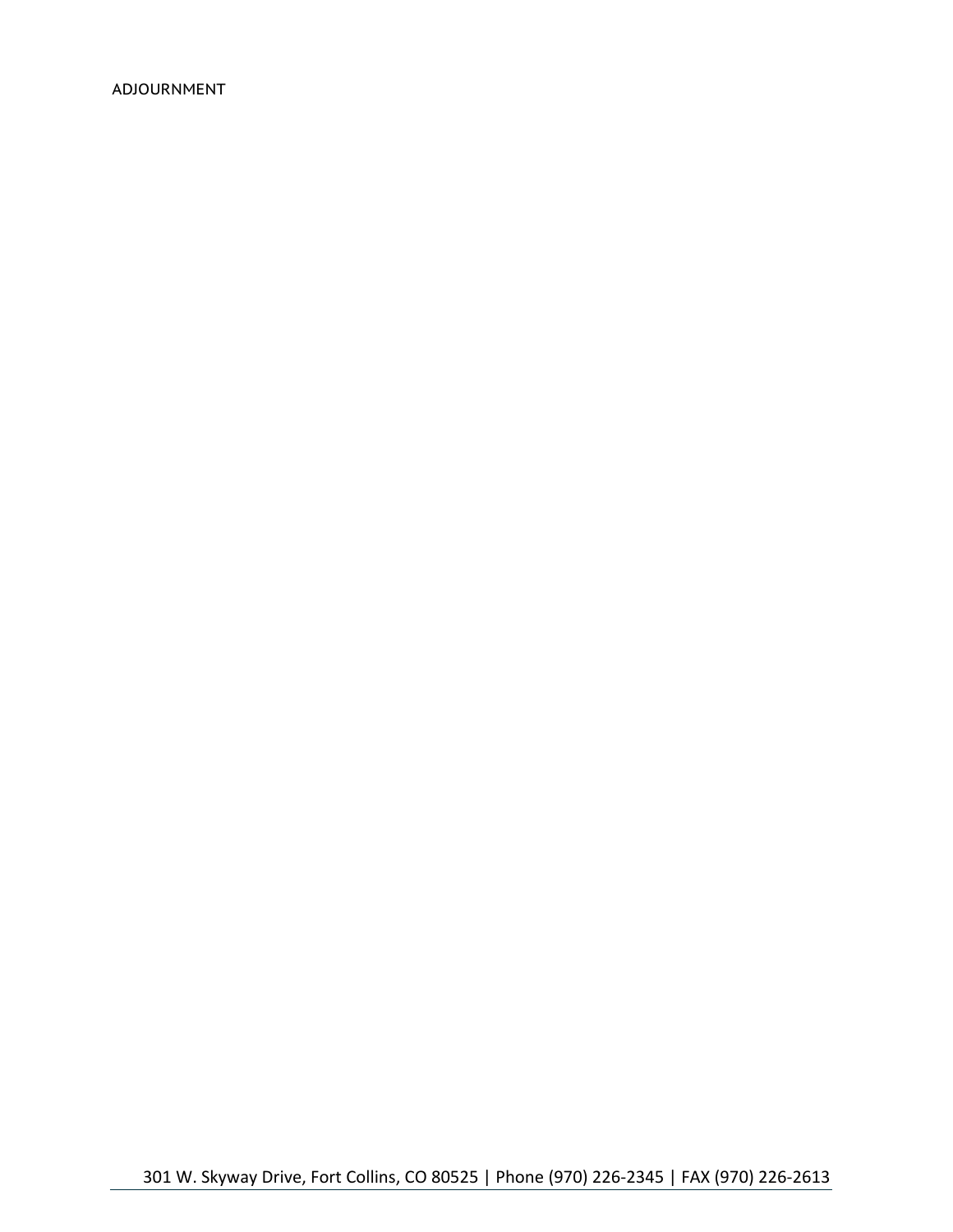ADJOURNMENT